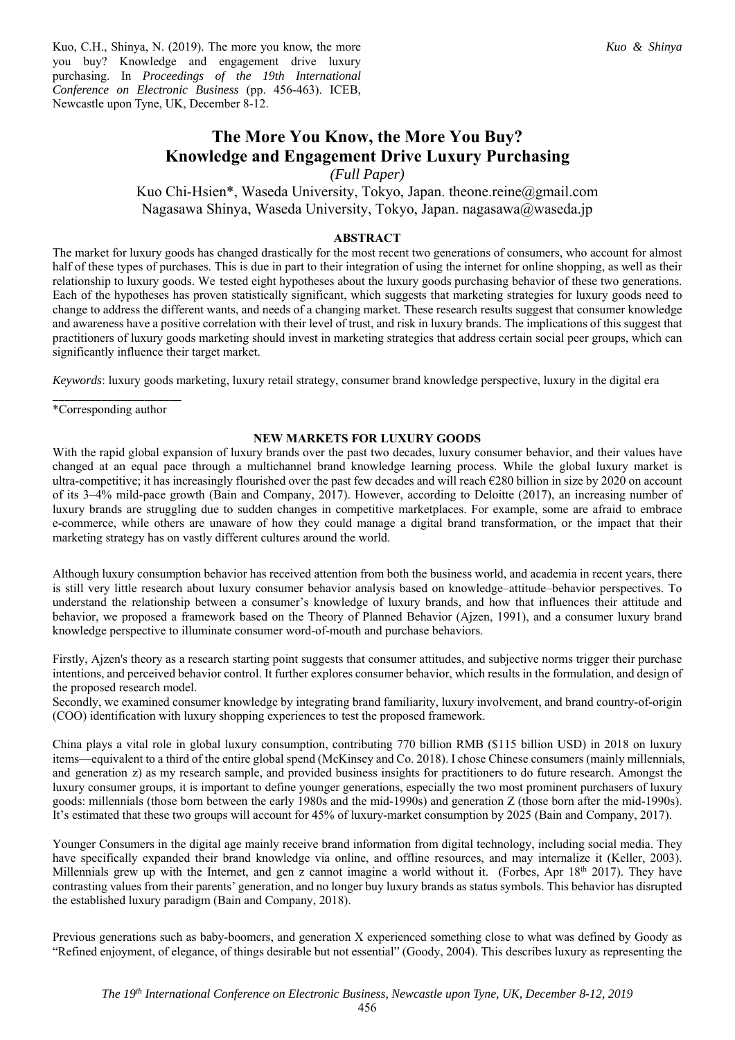Kuo, C.H., Shinya, N. (2019). The more you know, the more you buy? Knowledge and engagement drive luxury purchasing. In *Proceedings of the 19th International Conference on Electronic Business* (pp. 456-463). ICEB, Newcastle upon Tyne, UK, December 8-12.

# The More You Know, the More You Buy? Knowledge and Engagement Drive Luxury Purchasing

*(Full Paper)*

Kuo Chi-Hsien*, Waseda University, Tokyo, Japan. theone.reine@gmail.com
Nagasawa Shinya, Waseda University, Tokyo, Japan. nagasawa@waseda.jp

## ABSTRACT

The market for luxury goods has changed drastically for the most recent two generations of consumers, who account for almost half of these types of purchases. This is due in part to their integration of using the internet for online shopping, as well as their relationship to luxury goods. We tested eight hypotheses about the luxury goods purchasing behavior of these two generations. Each of the hypotheses has proven statistically significant, which suggests that marketing strategies for luxury goods need to change to address the different wants, and needs of a changing market. These research results suggest that consumer knowledge and awareness have a positive correlation with their level of trust, and risk in luxury brands. The implications of this suggest that practitioners of luxury goods marketing should invest in marketing strategies that address certain social peer groups, which can significantly influence their target market.

*Keywords*: luxury goods marketing, luxury retail strategy, consumer brand knowledge perspective, luxury in the digital era

*Corresponding author

## NEW MARKETS FOR LUXURY GOODS

With the rapid global expansion of luxury brands over the past two decades, luxury consumer behavior, and their values have changed at an equal pace through a multichannel brand knowledge learning process. While the global luxury market is ultra-competitive; it has increasingly flourished over the past few decades and will reach €280 billion in size by 2020 on account of its 3–4% mild-pace growth (Bain and Company, 2017). However, according to Deloitte (2017), an increasing number of luxury brands are struggling due to sudden changes in competitive marketplaces. For example, some are afraid to embrace e-commerce, while others are unaware of how they could manage a digital brand transformation, or the impact that their marketing strategy has on vastly different cultures around the world.

Although luxury consumption behavior has received attention from both the business world, and academia in recent years, there is still very little research about luxury consumer behavior analysis based on knowledge–attitude–behavior perspectives. To understand the relationship between a consumer's knowledge of luxury brands, and how that influences their attitude and behavior, we proposed a framework based on the Theory of Planned Behavior (Ajzen, 1991), and a consumer luxury brand knowledge perspective to illuminate consumer word-of-mouth and purchase behaviors.

Firstly, Ajzen's theory as a research starting point suggests that consumer attitudes, and subjective norms trigger their purchase intentions, and perceived behavior control. It further explores consumer behavior, which results in the formulation, and design of the proposed research model.
Secondly, we examined consumer knowledge by integrating brand familiarity, luxury involvement, and brand country-of-origin (COO) identification with luxury shopping experiences to test the proposed framework.

China plays a vital role in global luxury consumption, contributing 770 billion RMB ($115 billion USD) in 2018 on luxury items—equivalent to a third of the entire global spend (McKinsey and Co. 2018). I chose Chinese consumers (mainly millennials, and generation z) as my research sample, and provided business insights for practitioners to do future research. Amongst the luxury consumer groups, it is important to define younger generations, especially the two most prominent purchasers of luxury goods: millennials (those born between the early 1980s and the mid-1990s) and generation Z (those born after the mid-1990s). It's estimated that these two groups will account for 45% of luxury-market consumption by 2025 (Bain and Company, 2017).

Younger Consumers in the digital age mainly receive brand information from digital technology, including social media. They have specifically expanded their brand knowledge via online, and offline resources, and may internalize it (Keller, 2003). Millennials grew up with the Internet, and gen z cannot imagine a world without it. (Forbes, Apr 18th 2017). They have contrasting values from their parents' generation, and no longer buy luxury brands as status symbols. This behavior has disrupted the established luxury paradigm (Bain and Company, 2018).

Previous generations such as baby-boomers, and generation X experienced something close to what was defined by Goody as "Refined enjoyment, of elegance, of things desirable but not essential" (Goody, 2004). This describes luxury as representing the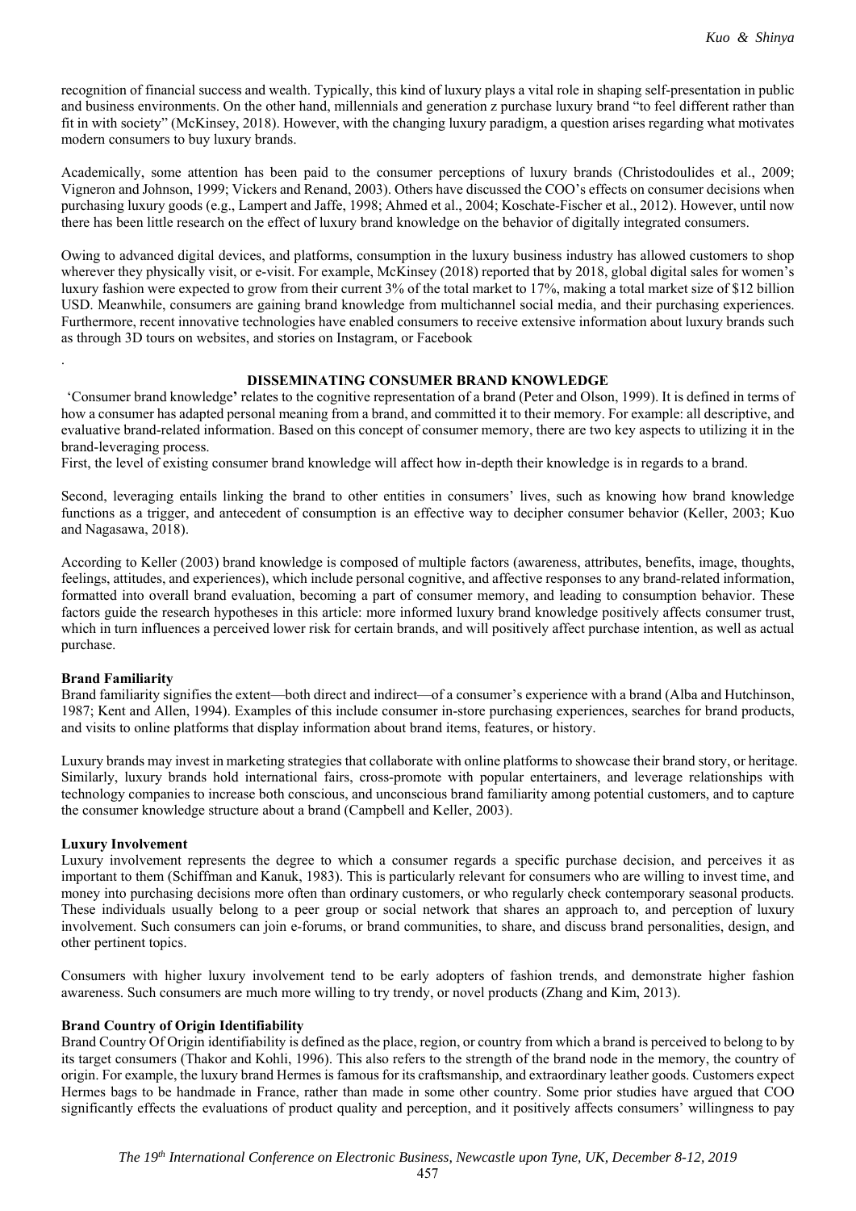recognition of financial success and wealth. Typically, this kind of luxury plays a vital role in shaping self-presentation in public and business environments. On the other hand, millennials and generation z purchase luxury brand "to feel different rather than fit in with society" (McKinsey, 2018). However, with the changing luxury paradigm, a question arises regarding what motivates modern consumers to buy luxury brands.

Academically, some attention has been paid to the consumer perceptions of luxury brands (Christodoulides et al., 2009; Vigneron and Johnson, 1999; Vickers and Renand, 2003). Others have discussed the COO's effects on consumer decisions when purchasing luxury goods (e.g., Lampert and Jaffe, 1998; Ahmed et al., 2004; Koschate-Fischer et al., 2012). However, until now there has been little research on the effect of luxury brand knowledge on the behavior of digitally integrated consumers.

Owing to advanced digital devices, and platforms, consumption in the luxury business industry has allowed customers to shop wherever they physically visit, or e-visit. For example, McKinsey (2018) reported that by 2018, global digital sales for women's luxury fashion were expected to grow from their current 3% of the total market to 17%, making a total market size of $12 billion USD. Meanwhile, consumers are gaining brand knowledge from multichannel social media, and their purchasing experiences. Furthermore, recent innovative technologies have enabled consumers to receive extensive information about luxury brands such as through 3D tours on websites, and stories on Instagram, or Facebook

.

## DISSEMINATING CONSUMER BRAND KNOWLEDGE

'Consumer brand knowledge**'** relates to the cognitive representation of a brand (Peter and Olson, 1999). It is defined in terms of how a consumer has adapted personal meaning from a brand, and committed it to their memory. For example: all descriptive, and evaluative brand-related information. Based on this concept of consumer memory, there are two key aspects to utilizing it in the brand-leveraging process.

First, the level of existing consumer brand knowledge will affect how in-depth their knowledge is in regards to a brand.

Second, leveraging entails linking the brand to other entities in consumers' lives, such as knowing how brand knowledge functions as a trigger, and antecedent of consumption is an effective way to decipher consumer behavior (Keller, 2003; Kuo and Nagasawa, 2018).

According to Keller (2003) brand knowledge is composed of multiple factors (awareness, attributes, benefits, image, thoughts, feelings, attitudes, and experiences), which include personal cognitive, and affective responses to any brand-related information, formatted into overall brand evaluation, becoming a part of consumer memory, and leading to consumption behavior. These factors guide the research hypotheses in this article: more informed luxury brand knowledge positively affects consumer trust, which in turn influences a perceived lower risk for certain brands, and will positively affect purchase intention, as well as actual purchase.

### Brand Familiarity

Brand familiarity signifies the extent—both direct and indirect—of a consumer's experience with a brand (Alba and Hutchinson, 1987; Kent and Allen, 1994). Examples of this include consumer in-store purchasing experiences, searches for brand products, and visits to online platforms that display information about brand items, features, or history.

Luxury brands may invest in marketing strategies that collaborate with online platforms to showcase their brand story, or heritage. Similarly, luxury brands hold international fairs, cross-promote with popular entertainers, and leverage relationships with technology companies to increase both conscious, and unconscious brand familiarity among potential customers, and to capture the consumer knowledge structure about a brand (Campbell and Keller, 2003).

### Luxury Involvement

Luxury involvement represents the degree to which a consumer regards a specific purchase decision, and perceives it as important to them (Schiffman and Kanuk, 1983). This is particularly relevant for consumers who are willing to invest time, and money into purchasing decisions more often than ordinary customers, or who regularly check contemporary seasonal products. These individuals usually belong to a peer group or social network that shares an approach to, and perception of luxury involvement. Such consumers can join e-forums, or brand communities, to share, and discuss brand personalities, design, and other pertinent topics.

Consumers with higher luxury involvement tend to be early adopters of fashion trends, and demonstrate higher fashion awareness. Such consumers are much more willing to try trendy, or novel products (Zhang and Kim, 2013).

### Brand Country of Origin Identifiability

Brand Country Of Origin identifiability is defined as the place, region, or country from which a brand is perceived to belong to by its target consumers (Thakor and Kohli, 1996). This also refers to the strength of the brand node in the memory, the country of origin. For example, the luxury brand Hermes is famous for its craftsmanship, and extraordinary leather goods. Customers expect Hermes bags to be handmade in France, rather than made in some other country. Some prior studies have argued that COO significantly effects the evaluations of product quality and perception, and it positively affects consumers' willingness to pay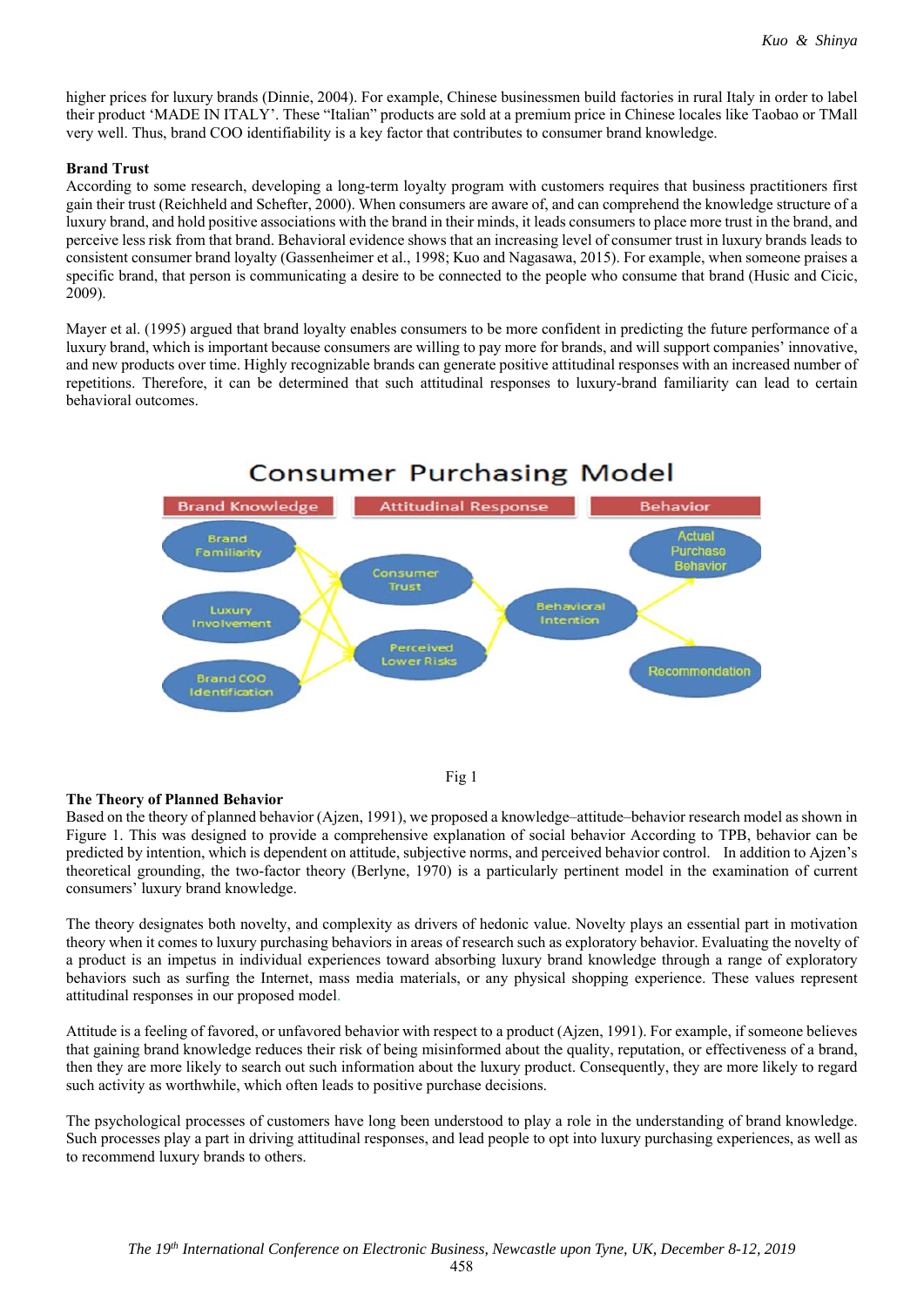higher prices for luxury brands (Dinnie, 2004). For example, Chinese businessmen build factories in rural Italy in order to label their product 'MADE IN ITALY'. These "Italian" products are sold at a premium price in Chinese locales like Taobao or TMall very well. Thus, brand COO identifiability is a key factor that contributes to consumer brand knowledge.

**Brand Trust**

According to some research, developing a long-term loyalty program with customers requires that business practitioners first gain their trust (Reichheld and Schefter, 2000). When consumers are aware of, and can comprehend the knowledge structure of a luxury brand, and hold positive associations with the brand in their minds, it leads consumers to place more trust in the brand, and perceive less risk from that brand. Behavioral evidence shows that an increasing level of consumer trust in luxury brands leads to consistent consumer brand loyalty (Gassenheimer et al., 1998; Kuo and Nagasawa, 2015). For example, when someone praises a specific brand, that person is communicating a desire to be connected to the people who consume that brand (Husic and Cicic, 2009).

Mayer et al. (1995) argued that brand loyalty enables consumers to be more confident in predicting the future performance of a luxury brand, which is important because consumers are willing to pay more for brands, and will support companies' innovative, and new products over time. Highly recognizable brands can generate positive attitudinal responses with an increased number of repetitions. Therefore, it can be determined that such attitudinal responses to luxury-brand familiarity can lead to certain behavioral outcomes.

Consumer Purchasing Model

Brand Knowledge | Attitudinal Response | Behavior

Brand Familiarity, Luxury Involvement, Brand COO Identification → Consumer Trust, Perceived Lower Risks → Behavioral Intention → Actual Purchase Behavior, Recommendation

Fig 1

**The Theory of Planned Behavior**

Based on the theory of planned behavior (Ajzen, 1991), we proposed a knowledge–attitude–behavior research model as shown in Figure 1. This was designed to provide a comprehensive explanation of social behavior According to TPB, behavior can be predicted by intention, which is dependent on attitude, subjective norms, and perceived behavior control. In addition to Ajzen's theoretical grounding, the two-factor theory (Berlyne, 1970) is a particularly pertinent model in the examination of current consumers' luxury brand knowledge.

The theory designates both novelty, and complexity as drivers of hedonic value. Novelty plays an essential part in motivation theory when it comes to luxury purchasing behaviors in areas of research such as exploratory behavior. Evaluating the novelty of a product is an impetus in individual experiences toward absorbing luxury brand knowledge through a range of exploratory behaviors such as surfing the Internet, mass media materials, or any physical shopping experience. These values represent attitudinal responses in our proposed model.

Attitude is a feeling of favored, or unfavored behavior with respect to a product (Ajzen, 1991). For example, if someone believes that gaining brand knowledge reduces their risk of being misinformed about the quality, reputation, or effectiveness of a brand, then they are more likely to search out such information about the luxury product. Consequently, they are more likely to regard such activity as worthwhile, which often leads to positive purchase decisions.

The psychological processes of customers have long been understood to play a role in the understanding of brand knowledge. Such processes play a part in driving attitudinal responses, and lead people to opt into luxury purchasing experiences, as well as to recommend luxury brands to others.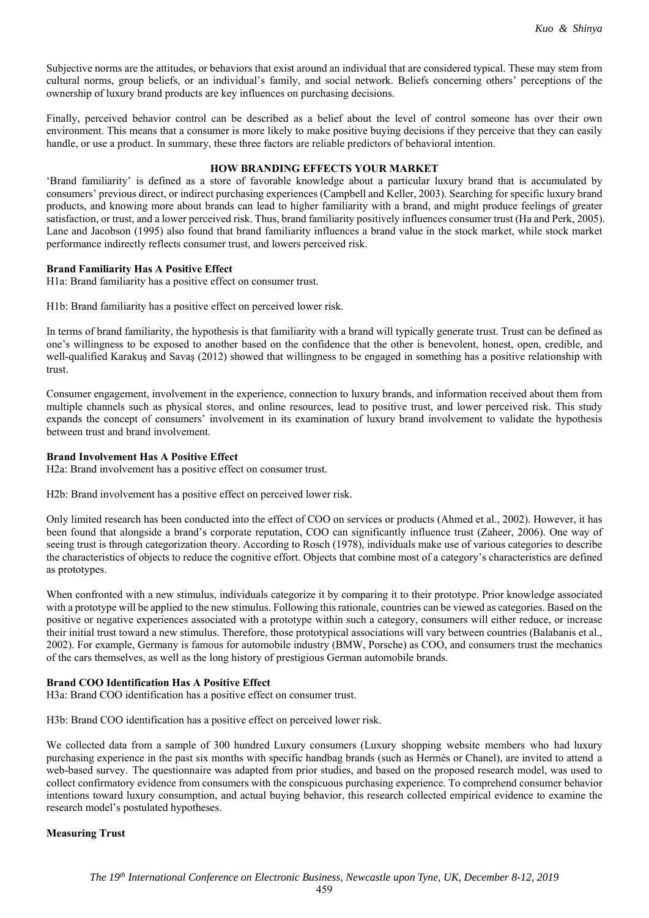Subjective norms are the attitudes, or behaviors that exist around an individual that are considered typical. These may stem from cultural norms, group beliefs, or an individual's family, and social network. Beliefs concerning others' perceptions of the ownership of luxury brand products are key influences on purchasing decisions.

Finally, perceived behavior control can be described as a belief about the level of control someone has over their own environment. This means that a consumer is more likely to make positive buying decisions if they perceive that they can easily handle, or use a product. In summary, these three factors are reliable predictors of behavioral intention.

## HOW BRANDING EFFECTS YOUR MARKET

'Brand familiarity' is defined as a store of favorable knowledge about a particular luxury brand that is accumulated by consumers' previous direct, or indirect purchasing experiences (Campbell and Keller, 2003). Searching for specific luxury brand products, and knowing more about brands can lead to higher familiarity with a brand, and might produce feelings of greater satisfaction, or trust, and a lower perceived risk. Thus, brand familiarity positively influences consumer trust (Ha and Perk, 2005). Lane and Jacobson (1995) also found that brand familiarity influences a brand value in the stock market, while stock market performance indirectly reflects consumer trust, and lowers perceived risk.

### Brand Familiarity Has A Positive Effect

H1a: Brand familiarity has a positive effect on consumer trust.

H1b: Brand familiarity has a positive effect on perceived lower risk.

In terms of brand familiarity, the hypothesis is that familiarity with a brand will typically generate trust. Trust can be defined as one's willingness to be exposed to another based on the confidence that the other is benevolent, honest, open, credible, and well-qualified Karakuş and Savaş (2012) showed that willingness to be engaged in something has a positive relationship with trust.

Consumer engagement, involvement in the experience, connection to luxury brands, and information received about them from multiple channels such as physical stores, and online resources, lead to positive trust, and lower perceived risk. This study expands the concept of consumers' involvement in its examination of luxury brand involvement to validate the hypothesis between trust and brand involvement.

### Brand Involvement Has A Positive Effect

H2a: Brand involvement has a positive effect on consumer trust.

H2b: Brand involvement has a positive effect on perceived lower risk.

Only limited research has been conducted into the effect of COO on services or products (Ahmed et al., 2002). However, it has been found that alongside a brand's corporate reputation, COO can significantly influence trust (Zaheer, 2006). One way of seeing trust is through categorization theory. According to Rosch (1978), individuals make use of various categories to describe the characteristics of objects to reduce the cognitive effort. Objects that combine most of a category's characteristics are defined as prototypes.

When confronted with a new stimulus, individuals categorize it by comparing it to their prototype. Prior knowledge associated with a prototype will be applied to the new stimulus. Following this rationale, countries can be viewed as categories. Based on the positive or negative experiences associated with a prototype within such a category, consumers will either reduce, or increase their initial trust toward a new stimulus. Therefore, those prototypical associations will vary between countries (Balabanis et al., 2002). For example, Germany is famous for automobile industry (BMW, Porsche) as COO, and consumers trust the mechanics of the cars themselves, as well as the long history of prestigious German automobile brands.

### Brand COO Identification Has A Positive Effect

H3a: Brand COO identification has a positive effect on consumer trust.

H3b: Brand COO identification has a positive effect on perceived lower risk.

We collected data from a sample of 300 hundred Luxury consumers (Luxury shopping website members who had luxury purchasing experience in the past six months with specific handbag brands (such as Hermès or Chanel), are invited to attend a web-based survey. The questionnaire was adapted from prior studies, and based on the proposed research model, was used to collect confirmatory evidence from consumers with the conspicuous purchasing experience. To comprehend consumer behavior intentions toward luxury consumption, and actual buying behavior, this research collected empirical evidence to examine the research model's postulated hypotheses.

### Measuring Trust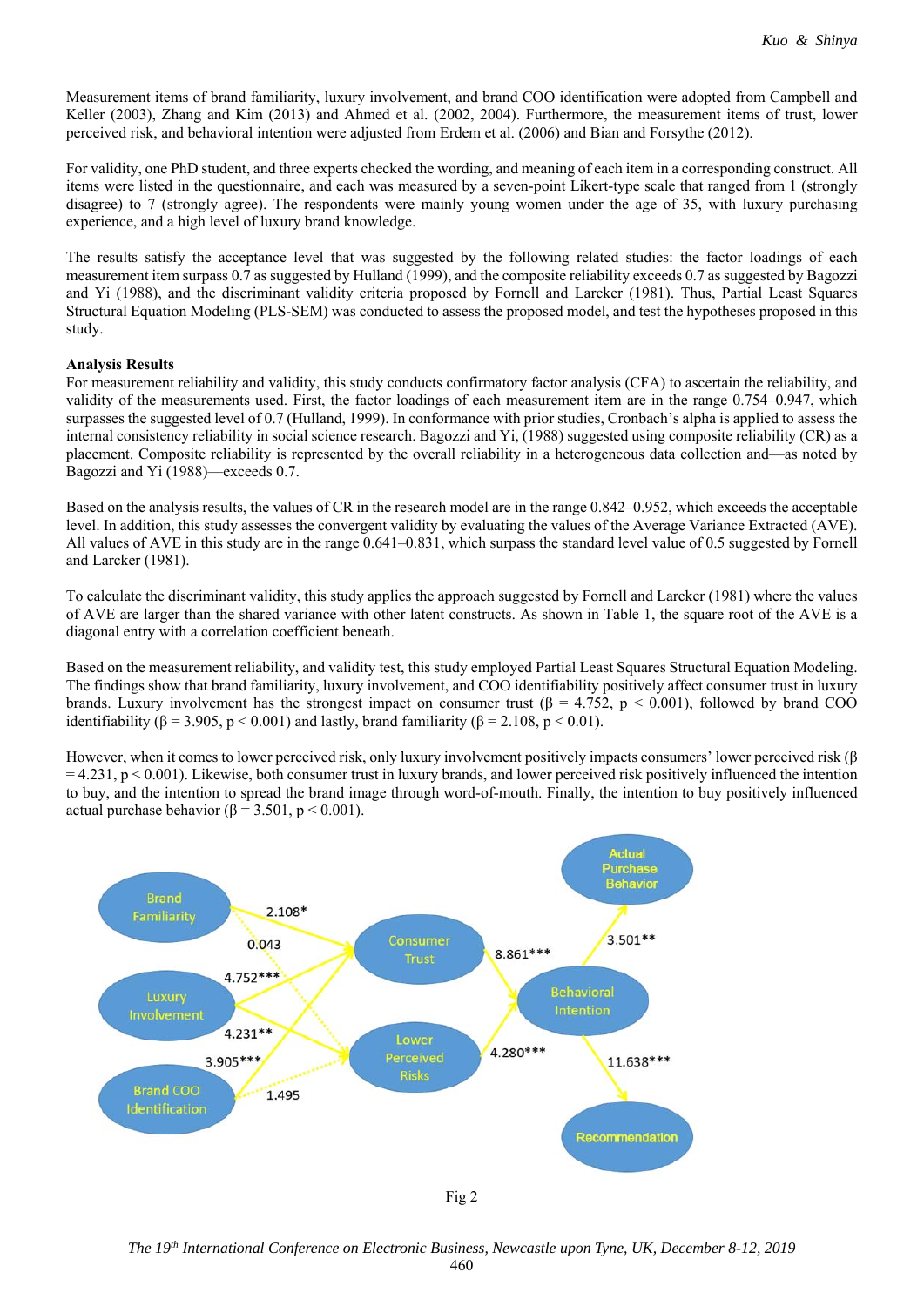Measurement items of brand familiarity, luxury involvement, and brand COO identification were adopted from Campbell and Keller (2003), Zhang and Kim (2013) and Ahmed et al. (2002, 2004). Furthermore, the measurement items of trust, lower perceived risk, and behavioral intention were adjusted from Erdem et al. (2006) and Bian and Forsythe (2012).

For validity, one PhD student, and three experts checked the wording, and meaning of each item in a corresponding construct. All items were listed in the questionnaire, and each was measured by a seven-point Likert-type scale that ranged from 1 (strongly disagree) to 7 (strongly agree). The respondents were mainly young women under the age of 35, with luxury purchasing experience, and a high level of luxury brand knowledge.

The results satisfy the acceptance level that was suggested by the following related studies: the factor loadings of each measurement item surpass 0.7 as suggested by Hulland (1999), and the composite reliability exceeds 0.7 as suggested by Bagozzi and Yi (1988), and the discriminant validity criteria proposed by Fornell and Larcker (1981). Thus, Partial Least Squares Structural Equation Modeling (PLS-SEM) was conducted to assess the proposed model, and test the hypotheses proposed in this study.

**Analysis Results**

For measurement reliability and validity, this study conducts confirmatory factor analysis (CFA) to ascertain the reliability, and validity of the measurements used. First, the factor loadings of each measurement item are in the range 0.754–0.947, which surpasses the suggested level of 0.7 (Hulland, 1999). In conformance with prior studies, Cronbach's alpha is applied to assess the internal consistency reliability in social science research. Bagozzi and Yi, (1988) suggested using composite reliability (CR) as a placement. Composite reliability is represented by the overall reliability in a heterogeneous data collection and—as noted by Bagozzi and Yi (1988)—exceeds 0.7.

Based on the analysis results, the values of CR in the research model are in the range 0.842–0.952, which exceeds the acceptable level. In addition, this study assesses the convergent validity by evaluating the values of the Average Variance Extracted (AVE). All values of AVE in this study are in the range 0.641–0.831, which surpass the standard level value of 0.5 suggested by Fornell and Larcker (1981).

To calculate the discriminant validity, this study applies the approach suggested by Fornell and Larcker (1981) where the values of AVE are larger than the shared variance with other latent constructs. As shown in Table 1, the square root of the AVE is a diagonal entry with a correlation coefficient beneath.

Based on the measurement reliability, and validity test, this study employed Partial Least Squares Structural Equation Modeling. The findings show that brand familiarity, luxury involvement, and COO identifiability positively affect consumer trust in luxury brands. Luxury involvement has the strongest impact on consumer trust ($\beta = 4.752$, $p < 0.001$), followed by brand COO identifiability ($\beta = 3.905$, $p < 0.001$) and lastly, brand familiarity ($\beta = 2.108$, $p < 0.01$).

However, when it comes to lower perceived risk, only luxury involvement positively impacts consumers' lower perceived risk ($\beta = 4.231$, $p < 0.001$). Likewise, both consumer trust in luxury brands, and lower perceived risk positively influenced the intention to buy, and the intention to spread the brand image through word-of-mouth. Finally, the intention to buy positively influenced actual purchase behavior ($\beta = 3.501$, $p < 0.001$).

Brand Familiarity
Luxury Involvement
Brand COO Identification
Consumer Trust
Lower Perceived Risks
Behavioral Intention
Actual Purchase Behavior
Recommendation
2.108*
0.043
4.752***
4.231**
3.905***
1.495
8.861***
4.280***
3.501**
11.638***

Fig 2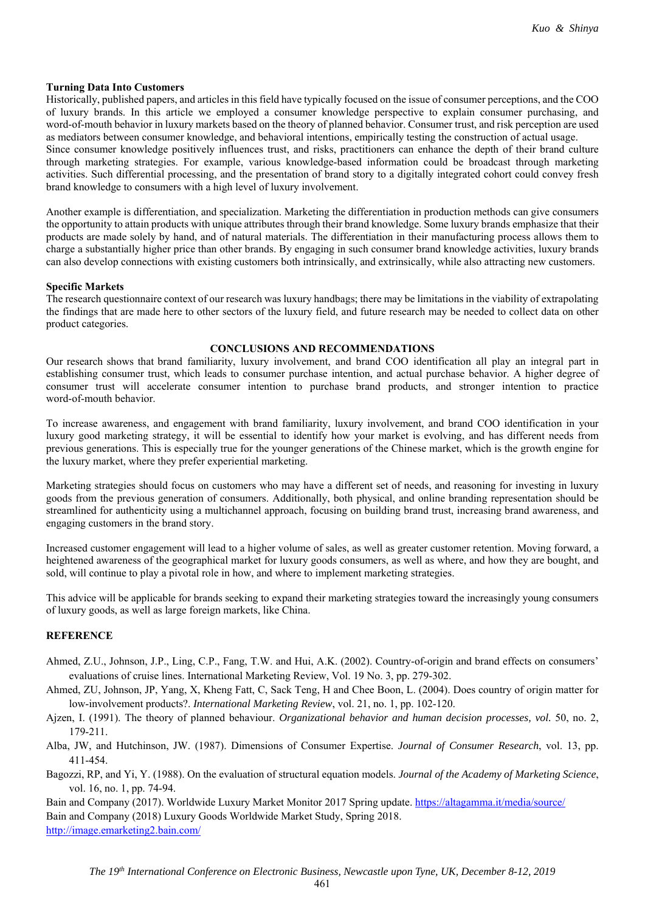**Turning Data Into Customers**

Historically, published papers, and articles in this field have typically focused on the issue of consumer perceptions, and the COO of luxury brands. In this article we employed a consumer knowledge perspective to explain consumer purchasing, and word-of-mouth behavior in luxury markets based on the theory of planned behavior. Consumer trust, and risk perception are used as mediators between consumer knowledge, and behavioral intentions, empirically testing the construction of actual usage.

Since consumer knowledge positively influences trust, and risks, practitioners can enhance the depth of their brand culture through marketing strategies. For example, various knowledge-based information could be broadcast through marketing activities. Such differential processing, and the presentation of brand story to a digitally integrated cohort could convey fresh brand knowledge to consumers with a high level of luxury involvement.

Another example is differentiation, and specialization. Marketing the differentiation in production methods can give consumers the opportunity to attain products with unique attributes through their brand knowledge. Some luxury brands emphasize that their products are made solely by hand, and of natural materials. The differentiation in their manufacturing process allows them to charge a substantially higher price than other brands. By engaging in such consumer brand knowledge activities, luxury brands can also develop connections with existing customers both intrinsically, and extrinsically, while also attracting new customers.

**Specific Markets**

The research questionnaire context of our research was luxury handbags; there may be limitations in the viability of extrapolating the findings that are made here to other sectors of the luxury field, and future research may be needed to collect data on other product categories.

## CONCLUSIONS AND RECOMMENDATIONS

Our research shows that brand familiarity, luxury involvement, and brand COO identification all play an integral part in establishing consumer trust, which leads to consumer purchase intention, and actual purchase behavior. A higher degree of consumer trust will accelerate consumer intention to purchase brand products, and stronger intention to practice word-of-mouth behavior.

To increase awareness, and engagement with brand familiarity, luxury involvement, and brand COO identification in your luxury good marketing strategy, it will be essential to identify how your market is evolving, and has different needs from previous generations. This is especially true for the younger generations of the Chinese market, which is the growth engine for the luxury market, where they prefer experiential marketing.

Marketing strategies should focus on customers who may have a different set of needs, and reasoning for investing in luxury goods from the previous generation of consumers. Additionally, both physical, and online branding representation should be streamlined for authenticity using a multichannel approach, focusing on building brand trust, increasing brand awareness, and engaging customers in the brand story.

Increased customer engagement will lead to a higher volume of sales, as well as greater customer retention. Moving forward, a heightened awareness of the geographical market for luxury goods consumers, as well as where, and how they are bought, and sold, will continue to play a pivotal role in how, and where to implement marketing strategies.

This advice will be applicable for brands seeking to expand their marketing strategies toward the increasingly young consumers of luxury goods, as well as large foreign markets, like China.

## REFERENCE

Ahmed, Z.U., Johnson, J.P., Ling, C.P., Fang, T.W. and Hui, A.K. (2002). Country-of-origin and brand effects on consumers' evaluations of cruise lines. International Marketing Review, Vol. 19 No. 3, pp. 279-302.

Ahmed, ZU, Johnson, JP, Yang, X, Kheng Fatt, C, Sack Teng, H and Chee Boon, L. (2004). Does country of origin matter for low-involvement products?. *International Marketing Review*, vol. 21, no. 1, pp. 102-120.

Ajzen, I. (1991). The theory of planned behaviour. *Organizational behavior and human decision processes, vol.* 50, no. 2, 179-211.

Alba, JW, and Hutchinson, JW. (1987). Dimensions of Consumer Expertise. *Journal of Consumer Research*, vol. 13, pp. 411-454.

Bagozzi, RP, and Yi, Y. (1988). On the evaluation of structural equation models. *Journal of the Academy of Marketing Science*, vol. 16, no. 1, pp. 74-94.

Bain and Company (2017). Worldwide Luxury Market Monitor 2017 Spring update. https://altagamma.it/media/source/

Bain and Company (2018) Luxury Goods Worldwide Market Study, Spring 2018. http://image.emarketing2.bain.com/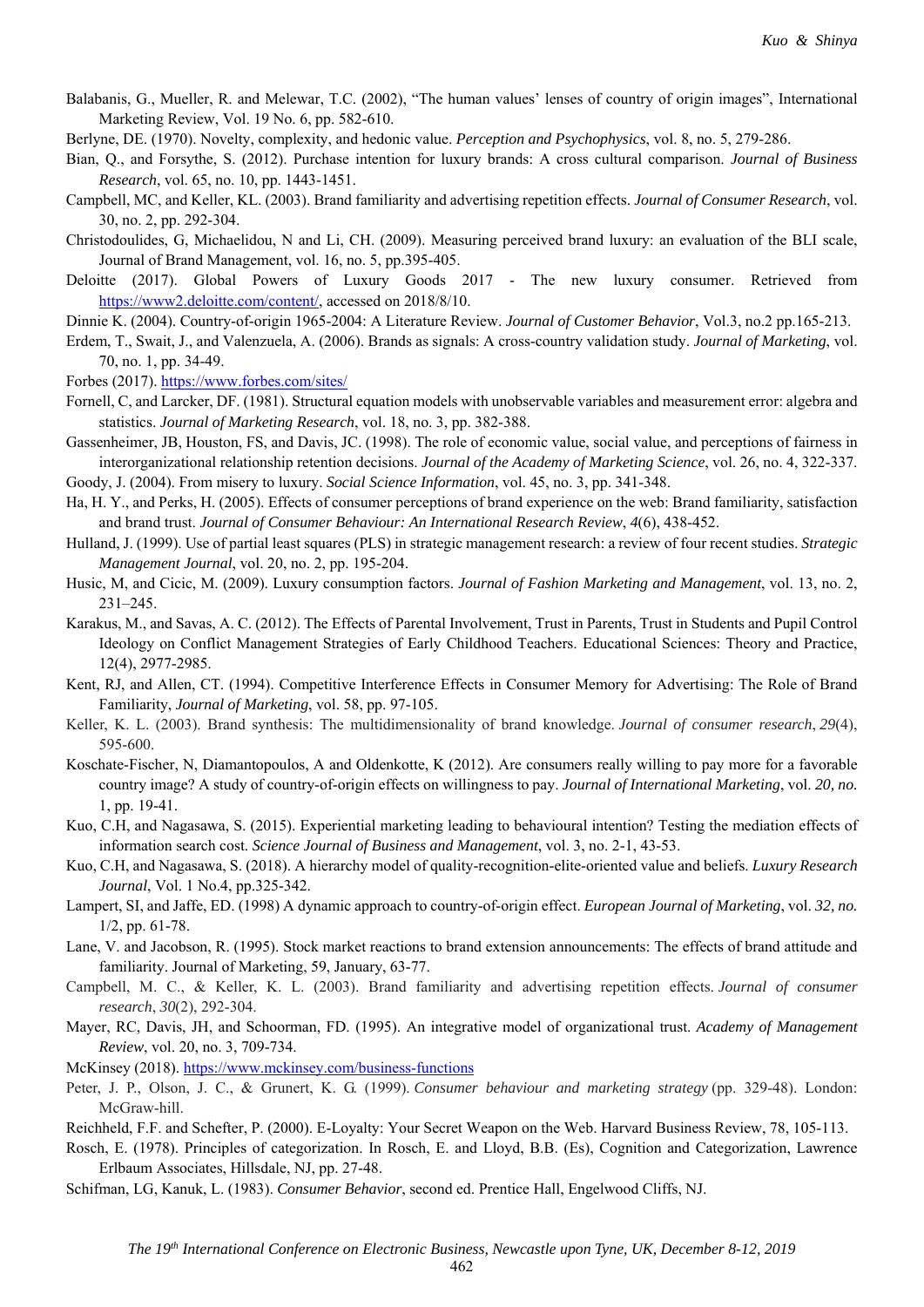Balabanis, G., Mueller, R. and Melewar, T.C. (2002), "The human values' lenses of country of origin images", International Marketing Review, Vol. 19 No. 6, pp. 582-610.

Berlyne, DE. (1970). Novelty, complexity, and hedonic value. *Perception and Psychophysics*, vol. 8, no. 5, 279-286.

Bian, Q., and Forsythe, S. (2012). Purchase intention for luxury brands: A cross cultural comparison. *Journal of Business Research*, vol. 65, no. 10, pp. 1443-1451.

Campbell, MC, and Keller, KL. (2003). Brand familiarity and advertising repetition effects. *Journal of Consumer Research*, vol. 30, no. 2, pp. 292-304.

Christodoulides, G, Michaelidou, N and Li, CH. (2009). Measuring perceived brand luxury: an evaluation of the BLI scale, Journal of Brand Management, vol. 16, no. 5, pp.395-405.

Deloitte (2017). Global Powers of Luxury Goods 2017 - The new luxury consumer. Retrieved from https://www2.deloitte.com/content/, accessed on 2018/8/10.

Dinnie K. (2004). Country-of-origin 1965-2004: A Literature Review. *Journal of Customer Behavior*, Vol.3, no.2 pp.165-213.

Erdem, T., Swait, J., and Valenzuela, A. (2006). Brands as signals: A cross-country validation study. *Journal of Marketing*, vol. 70, no. 1, pp. 34-49.

Forbes (2017). https://www.forbes.com/sites/

Fornell, C, and Larcker, DF. (1981). Structural equation models with unobservable variables and measurement error: algebra and statistics. *Journal of Marketing Research*, vol. 18, no. 3, pp. 382-388.

Gassenheimer, JB, Houston, FS, and Davis, JC. (1998). The role of economic value, social value, and perceptions of fairness in interorganizational relationship retention decisions. *Journal of the Academy of Marketing Science*, vol. 26, no. 4, 322-337.

Goody, J. (2004). From misery to luxury. *Social Science Information*, vol. 45, no. 3, pp. 341-348.

Ha, H. Y., and Perks, H. (2005). Effects of consumer perceptions of brand experience on the web: Brand familiarity, satisfaction and brand trust. *Journal of Consumer Behaviour: An International Research Review*, *4*(6), 438-452.

Hulland, J. (1999). Use of partial least squares (PLS) in strategic management research: a review of four recent studies. *Strategic Management Journal*, vol. 20, no. 2, pp. 195-204.

Husic, M, and Cicic, M. (2009). Luxury consumption factors. *Journal of Fashion Marketing and Management*, vol. 13, no. 2, 231–245.

Karakus, M., and Savas, A. C. (2012). The Effects of Parental Involvement, Trust in Parents, Trust in Students and Pupil Control Ideology on Conflict Management Strategies of Early Childhood Teachers. Educational Sciences: Theory and Practice, 12(4), 2977-2985.

Kent, RJ, and Allen, CT. (1994). Competitive Interference Effects in Consumer Memory for Advertising: The Role of Brand Familiarity, *Journal of Marketing*, vol. 58, pp. 97-105.

Keller, K. L. (2003). Brand synthesis: The multidimensionality of brand knowledge. *Journal of consumer research*, *29*(4), 595-600.

Koschate-Fischer, N, Diamantopoulos, A and Oldenkotte, K (2012). Are consumers really willing to pay more for a favorable country image? A study of country-of-origin effects on willingness to pay. *Journal of International Marketing*, vol. *20, no.* 1, pp. 19-41.

Kuo, C.H, and Nagasawa, S. (2015). Experiential marketing leading to behavioural intention? Testing the mediation effects of information search cost. *Science Journal of Business and Management*, vol. 3, no. 2-1, 43-53.

Kuo, C.H, and Nagasawa, S. (2018). A hierarchy model of quality-recognition-elite-oriented value and beliefs. *Luxury Research Journal*, Vol. 1 No.4, pp.325-342.

Lampert, SI, and Jaffe, ED. (1998) A dynamic approach to country-of-origin effect. *European Journal of Marketing*, vol. *32, no.* 1/2, pp. 61-78.

Lane, V. and Jacobson, R. (1995). Stock market reactions to brand extension announcements: The effects of brand attitude and familiarity. Journal of Marketing, 59, January, 63-77.

Campbell, M. C., & Keller, K. L. (2003). Brand familiarity and advertising repetition effects. *Journal of consumer research*, *30*(2), 292-304.

Mayer, RC, Davis, JH, and Schoorman, FD. (1995). An integrative model of organizational trust. *Academy of Management Review*, vol. 20, no. 3, 709-734.

McKinsey (2018). https://www.mckinsey.com/business-functions

Peter, J. P., Olson, J. C., & Grunert, K. G. (1999). *Consumer behaviour and marketing strategy* (pp. 329-48). London: McGraw-hill.

Reichheld, F.F. and Schefter, P. (2000). E-Loyalty: Your Secret Weapon on the Web. Harvard Business Review, 78, 105-113.

Rosch, E. (1978). Principles of categorization. In Rosch, E. and Lloyd, B.B. (Es), Cognition and Categorization, Lawrence Erlbaum Associates, Hillsdale, NJ, pp. 27-48.

Schifman, LG, Kanuk, L. (1983). *Consumer Behavior*, second ed. Prentice Hall, Engelwood Cliffs, NJ.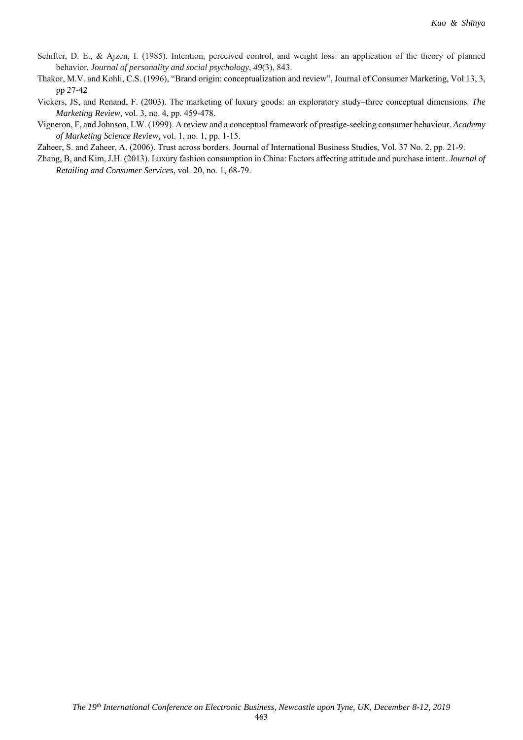Schifter, D. E., & Ajzen, I. (1985). Intention, perceived control, and weight loss: an application of the theory of planned behavior. *Journal of personality and social psychology*, *49*(3), 843.

Thakor, M.V. and Kohli, C.S. (1996), "Brand origin: conceptualization and review", Journal of Consumer Marketing, Vol 13, 3, pp 27-42

Vickers, JS, and Renand, F. (2003). The marketing of luxury goods: an exploratory study–three conceptual dimensions. *The Marketing Review*, vol. 3, no. 4, pp. 459-478.

Vigneron, F, and Johnson, LW. (1999). A review and a conceptual framework of prestige-seeking consumer behaviour. *Academy of Marketing Science Review*, vol. 1, no. 1, pp. 1-15.

Zaheer, S. and Zaheer, A. (2006). Trust across borders. Journal of International Business Studies, Vol. 37 No. 2, pp. 21-9.

Zhang, B, and Kim, J.H. (2013). Luxury fashion consumption in China: Factors affecting attitude and purchase intent. *Journal of Retailing and Consumer Services*, vol. 20, no. 1, 68-79.